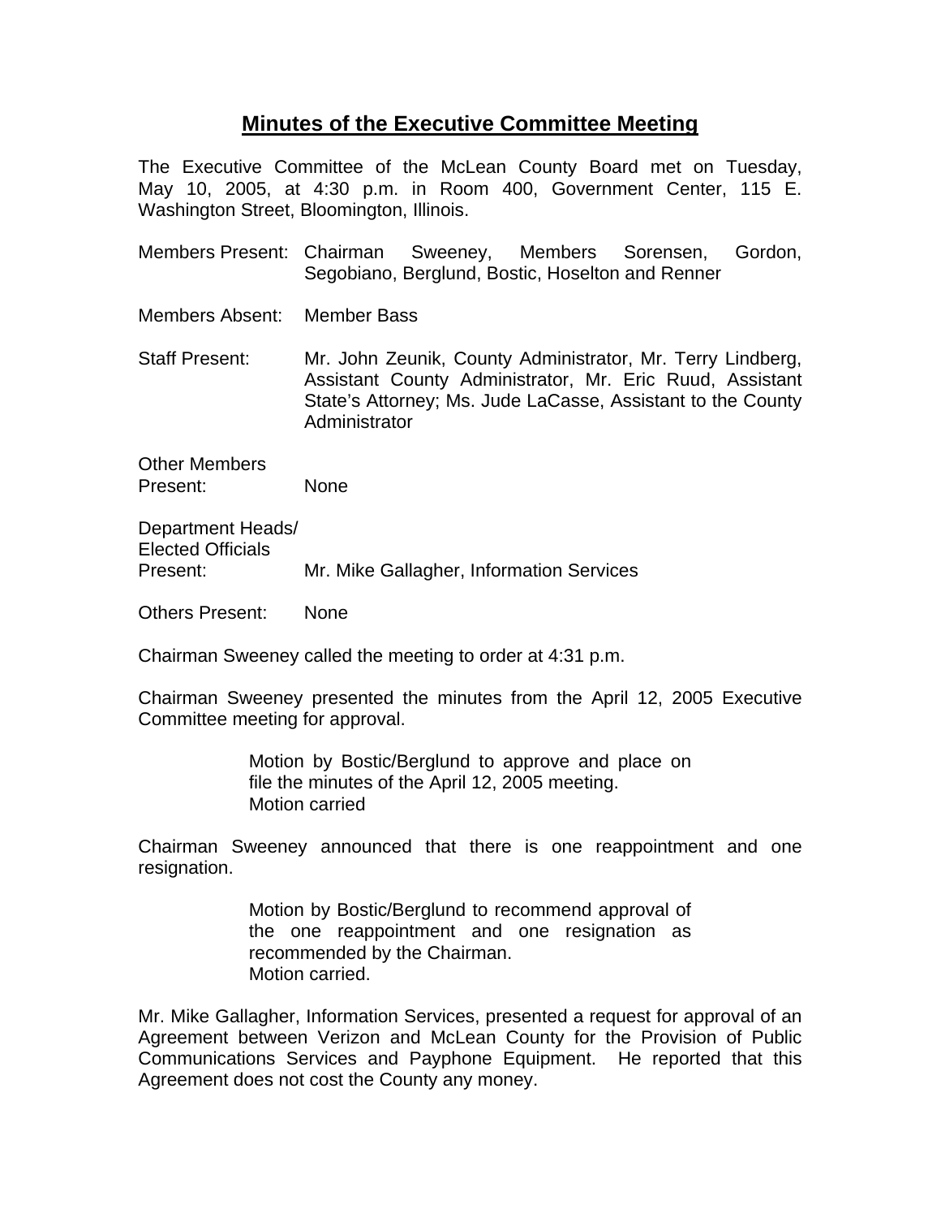# Minutes of the Executive Committee Meeting

The Executive Committee of the McLean County Board met on Tuesday, May 10, 2005, at 4:30 p.m. in Room 400, Government Center, 115 E. Washington Street, Bloomington, Illinois.

Members Present: Chairman Sweeney, Members Sorensen, Gordon, Segobiano, Berglund, Bostic, Hoselton and Renner

Members Absent: Member Bass

Staff Present: Mr. John Zeunik, County Administrator, Mr. Terry Lindberg, Assistant County Administrator, Mr. Eric Ruud, Assistant State's Attorney; Ms. Jude LaCasse, Assistant to the County Administrator

Other Members Present: None

Department Heads/ Elected Officials Present: Mr. Mike Gallagher, Information Services

Others Present: None

Chairman Sweeney called the meeting to order at 4:31 p.m.

Chairman Sweeney presented the minutes from the April 12, 2005 Executive Committee meeting for approval.

> Motion by Bostic/Berglund to approve and place on file the minutes of the April 12, 2005 meeting.
> Motion carried

Chairman Sweeney announced that there is one reappointment and one resignation.

> Motion by Bostic/Berglund to recommend approval of the one reappointment and one resignation as recommended by the Chairman.
> Motion carried.

Mr. Mike Gallagher, Information Services, presented a request for approval of an Agreement between Verizon and McLean County for the Provision of Public Communications Services and Payphone Equipment. He reported that this Agreement does not cost the County any money.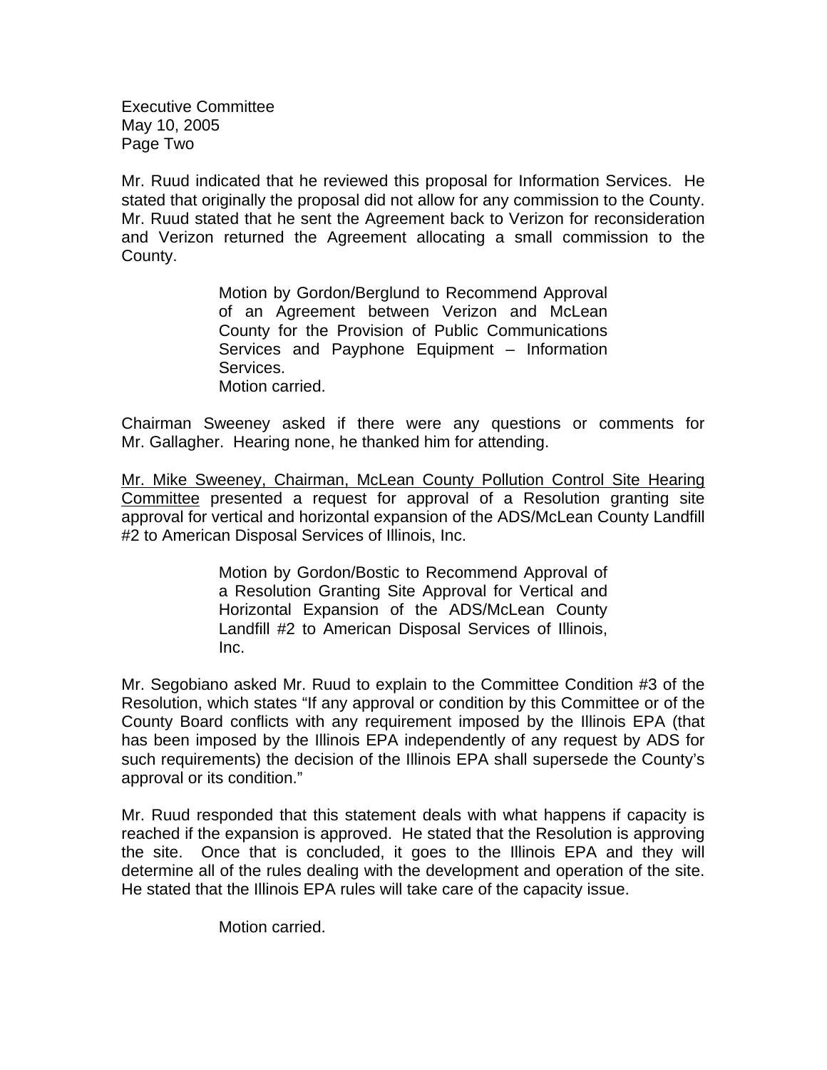Mr. Ruud indicated that he reviewed this proposal for Information Services. He stated that originally the proposal did not allow for any commission to the County. Mr. Ruud stated that he sent the Agreement back to Verizon for reconsideration and Verizon returned the Agreement allocating a small commission to the County.

> Motion by Gordon/Berglund to Recommend Approval of an Agreement between Verizon and McLean County for the Provision of Public Communications Services and Payphone Equipment – Information Services.
> Motion carried.

Chairman Sweeney asked if there were any questions or comments for Mr. Gallagher. Hearing none, he thanked him for attending.

Mr. Mike Sweeney, Chairman, McLean County Pollution Control Site Hearing Committee presented a request for approval of a Resolution granting site approval for vertical and horizontal expansion of the ADS/McLean County Landfill #2 to American Disposal Services of Illinois, Inc.

> Motion by Gordon/Bostic to Recommend Approval of a Resolution Granting Site Approval for Vertical and Horizontal Expansion of the ADS/McLean County Landfill #2 to American Disposal Services of Illinois, Inc.

Mr. Segobiano asked Mr. Ruud to explain to the Committee Condition #3 of the Resolution, which states "If any approval or condition by this Committee or of the County Board conflicts with any requirement imposed by the Illinois EPA (that has been imposed by the Illinois EPA independently of any request by ADS for such requirements) the decision of the Illinois EPA shall supersede the County's approval or its condition."

Mr. Ruud responded that this statement deals with what happens if capacity is reached if the expansion is approved. He stated that the Resolution is approving the site. Once that is concluded, it goes to the Illinois EPA and they will determine all of the rules dealing with the development and operation of the site. He stated that the Illinois EPA rules will take care of the capacity issue.

> Motion carried.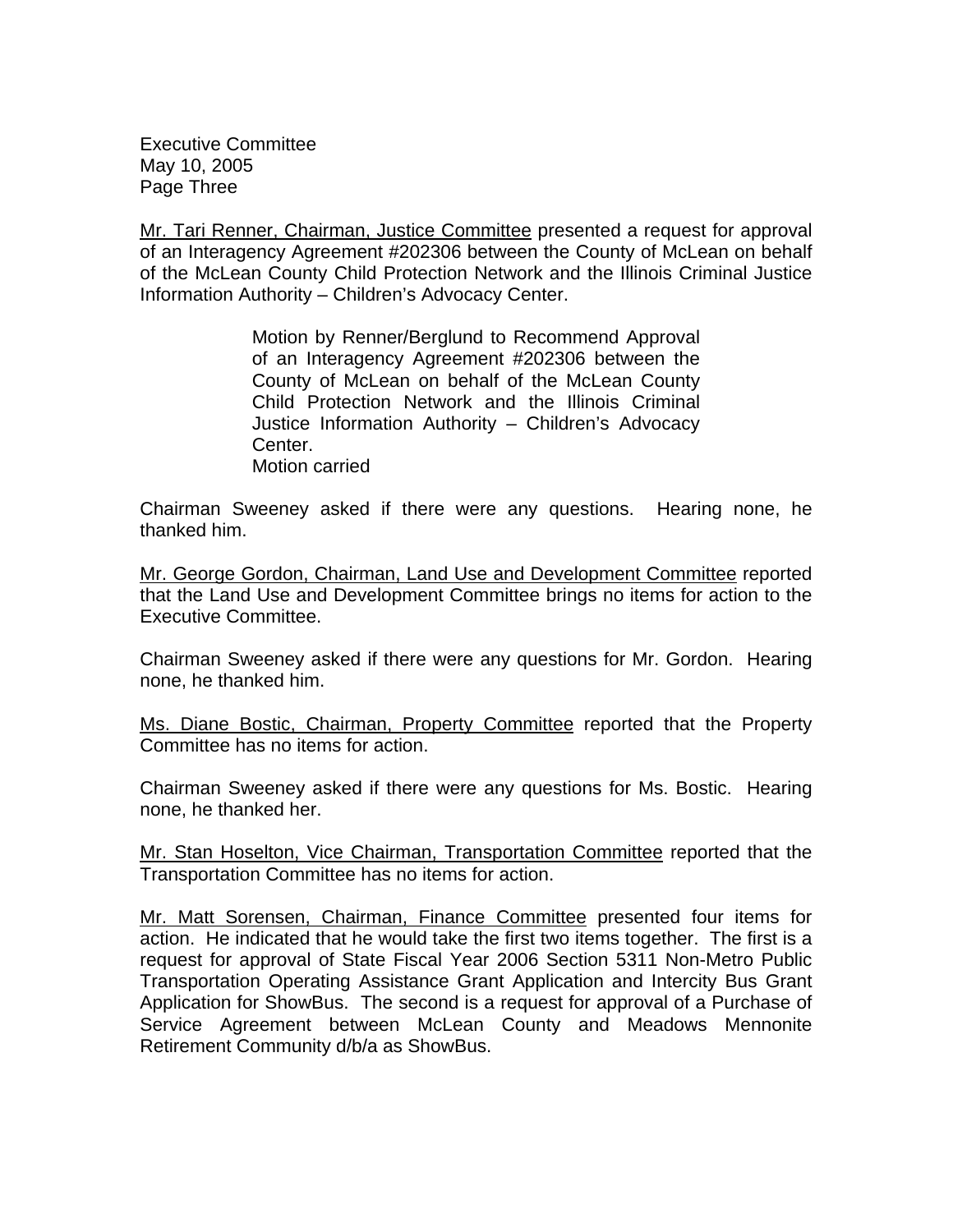Mr. Tari Renner, Chairman, Justice Committee presented a request for approval of an Interagency Agreement #202306 between the County of McLean on behalf of the McLean County Child Protection Network and the Illinois Criminal Justice Information Authority – Children's Advocacy Center.

> Motion by Renner/Berglund to Recommend Approval of an Interagency Agreement #202306 between the County of McLean on behalf of the McLean County Child Protection Network and the Illinois Criminal Justice Information Authority – Children's Advocacy Center.
> Motion carried

Chairman Sweeney asked if there were any questions. Hearing none, he thanked him.

Mr. George Gordon, Chairman, Land Use and Development Committee reported that the Land Use and Development Committee brings no items for action to the Executive Committee.

Chairman Sweeney asked if there were any questions for Mr. Gordon. Hearing none, he thanked him.

Ms. Diane Bostic, Chairman, Property Committee reported that the Property Committee has no items for action.

Chairman Sweeney asked if there were any questions for Ms. Bostic. Hearing none, he thanked her.

Mr. Stan Hoselton, Vice Chairman, Transportation Committee reported that the Transportation Committee has no items for action.

Mr. Matt Sorensen, Chairman, Finance Committee presented four items for action. He indicated that he would take the first two items together. The first is a request for approval of State Fiscal Year 2006 Section 5311 Non-Metro Public Transportation Operating Assistance Grant Application and Intercity Bus Grant Application for ShowBus. The second is a request for approval of a Purchase of Service Agreement between McLean County and Meadows Mennonite Retirement Community d/b/a as ShowBus.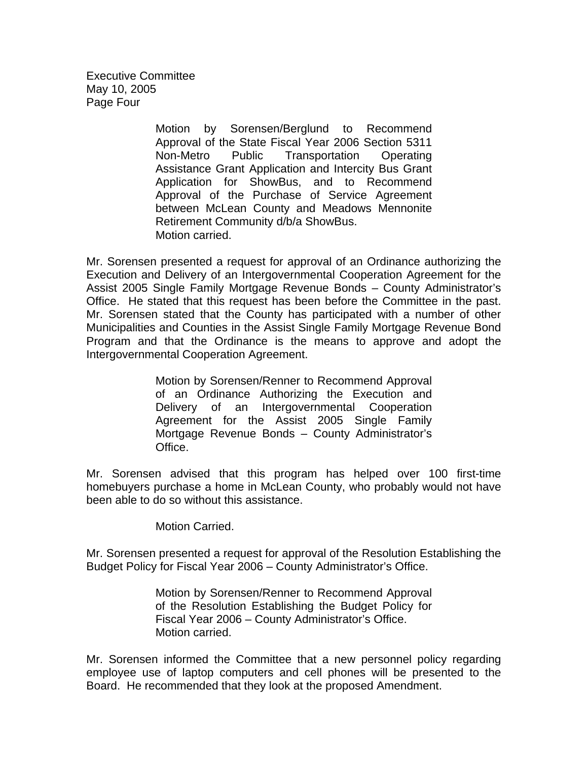Motion by Sorensen/Berglund to Recommend Approval of the State Fiscal Year 2006 Section 5311 Non-Metro Public Transportation Operating Assistance Grant Application and Intercity Bus Grant Application for ShowBus, and to Recommend Approval of the Purchase of Service Agreement between McLean County and Meadows Mennonite Retirement Community d/b/a ShowBus.
Motion carried.

Mr. Sorensen presented a request for approval of an Ordinance authorizing the Execution and Delivery of an Intergovernmental Cooperation Agreement for the Assist 2005 Single Family Mortgage Revenue Bonds – County Administrator's Office. He stated that this request has been before the Committee in the past. Mr. Sorensen stated that the County has participated with a number of other Municipalities and Counties in the Assist Single Family Mortgage Revenue Bond Program and that the Ordinance is the means to approve and adopt the Intergovernmental Cooperation Agreement.

Motion by Sorensen/Renner to Recommend Approval of an Ordinance Authorizing the Execution and Delivery of an Intergovernmental Cooperation Agreement for the Assist 2005 Single Family Mortgage Revenue Bonds – County Administrator's Office.

Mr. Sorensen advised that this program has helped over 100 first-time homebuyers purchase a home in McLean County, who probably would not have been able to do so without this assistance.

Motion Carried.

Mr. Sorensen presented a request for approval of the Resolution Establishing the Budget Policy for Fiscal Year 2006 – County Administrator's Office.

Motion by Sorensen/Renner to Recommend Approval of the Resolution Establishing the Budget Policy for Fiscal Year 2006 – County Administrator's Office.
Motion carried.

Mr. Sorensen informed the Committee that a new personnel policy regarding employee use of laptop computers and cell phones will be presented to the Board. He recommended that they look at the proposed Amendment.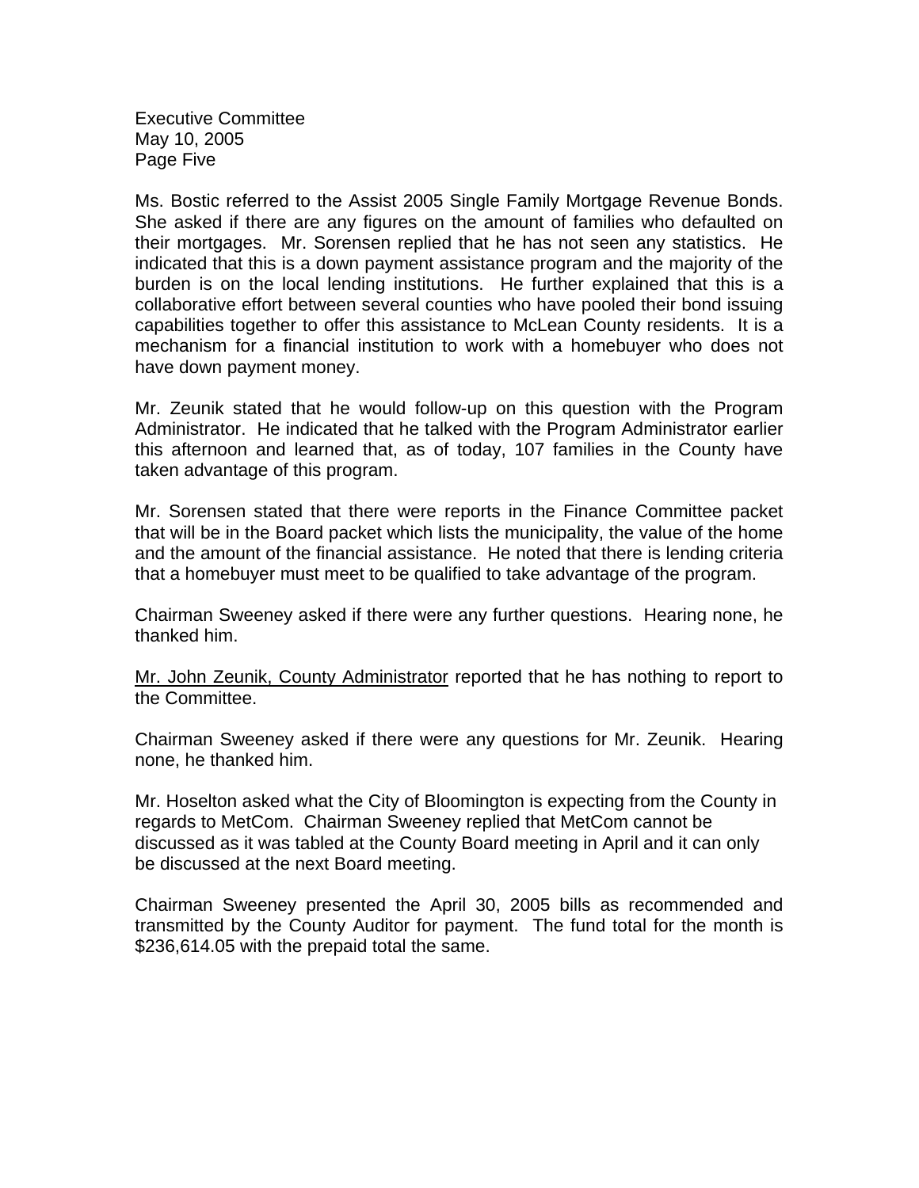Ms. Bostic referred to the Assist 2005 Single Family Mortgage Revenue Bonds. She asked if there are any figures on the amount of families who defaulted on their mortgages. Mr. Sorensen replied that he has not seen any statistics. He indicated that this is a down payment assistance program and the majority of the burden is on the local lending institutions. He further explained that this is a collaborative effort between several counties who have pooled their bond issuing capabilities together to offer this assistance to McLean County residents. It is a mechanism for a financial institution to work with a homebuyer who does not have down payment money.

Mr. Zeunik stated that he would follow-up on this question with the Program Administrator. He indicated that he talked with the Program Administrator earlier this afternoon and learned that, as of today, 107 families in the County have taken advantage of this program.

Mr. Sorensen stated that there were reports in the Finance Committee packet that will be in the Board packet which lists the municipality, the value of the home and the amount of the financial assistance. He noted that there is lending criteria that a homebuyer must meet to be qualified to take advantage of the program.

Chairman Sweeney asked if there were any further questions. Hearing none, he thanked him.

<u>Mr. John Zeunik, County Administrator</u> reported that he has nothing to report to the Committee.

Chairman Sweeney asked if there were any questions for Mr. Zeunik. Hearing none, he thanked him.

Mr. Hoselton asked what the City of Bloomington is expecting from the County in regards to MetCom. Chairman Sweeney replied that MetCom cannot be discussed as it was tabled at the County Board meeting in April and it can only be discussed at the next Board meeting.

Chairman Sweeney presented the April 30, 2005 bills as recommended and transmitted by the County Auditor for payment. The fund total for the month is $236,614.05 with the prepaid total the same.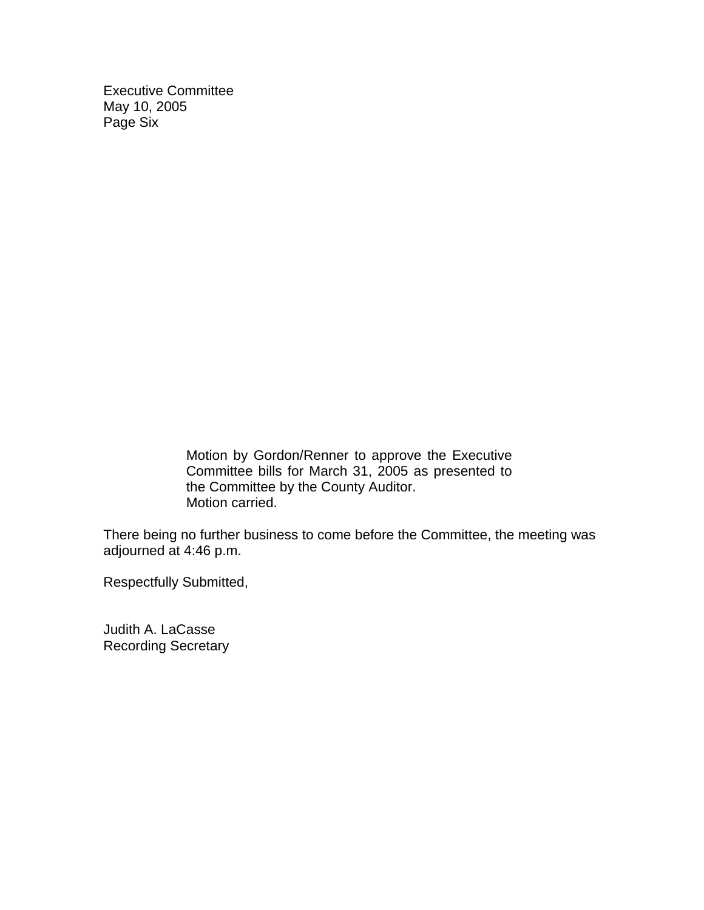Motion by Gordon/Renner to approve the Executive Committee bills for March 31, 2005 as presented to the Committee by the County Auditor.
Motion carried.

There being no further business to come before the Committee, the meeting was adjourned at 4:46 p.m.

Respectfully Submitted,

Judith A. LaCasse
Recording Secretary